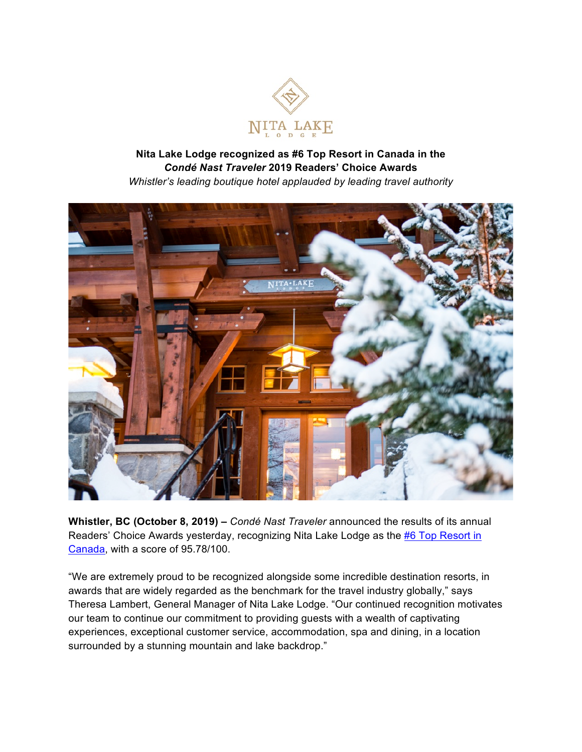NITA LAKE
LODGE

**Nita Lake Lodge recognized as #6 Top Resort in Canada in the *Condé Nast Traveler* 2019 Readers' Choice Awards**

*Whistler's leading boutique hotel applauded by leading travel authority*

**Whistler, BC (October 8, 2019) –** *Condé Nast Traveler* announced the results of its annual Readers' Choice Awards yesterday, recognizing Nita Lake Lodge as the #6 Top Resort in Canada, with a score of 95.78/100.

"We are extremely proud to be recognized alongside some incredible destination resorts, in awards that are widely regarded as the benchmark for the travel industry globally," says Theresa Lambert, General Manager of Nita Lake Lodge. "Our continued recognition motivates our team to continue our commitment to providing guests with a wealth of captivating experiences, exceptional customer service, accommodation, spa and dining, in a location surrounded by a stunning mountain and lake backdrop."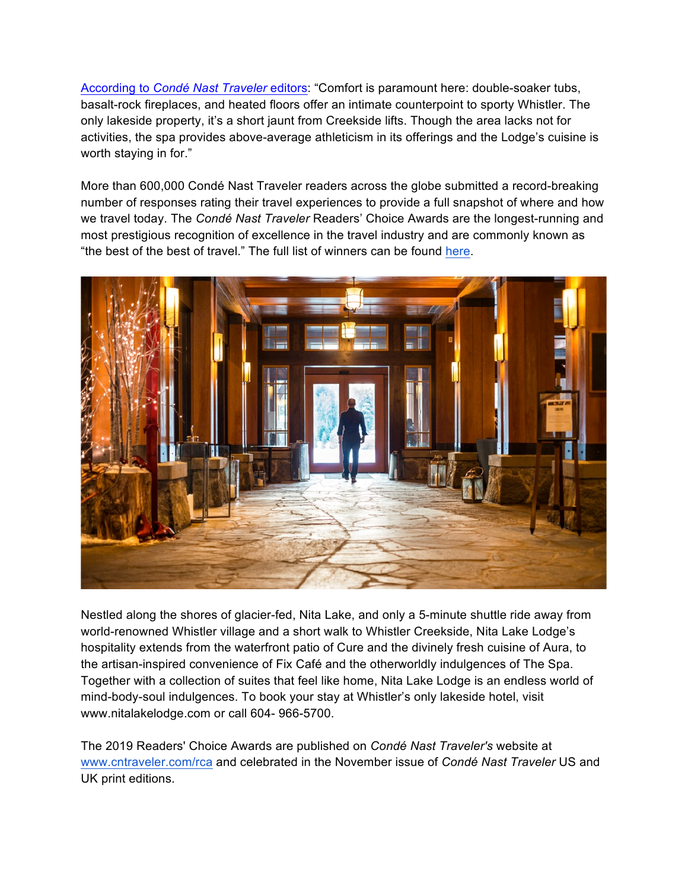[According to *Condé Nast Traveler* editors]: "Comfort is paramount here: double-soaker tubs, basalt-rock fireplaces, and heated floors offer an intimate counterpoint to sporty Whistler. The only lakeside property, it's a short jaunt from Creekside lifts. Though the area lacks not for activities, the spa provides above-average athleticism in its offerings and the Lodge's cuisine is worth staying in for."

More than 600,000 Condé Nast Traveler readers across the globe submitted a record-breaking number of responses rating their travel experiences to provide a full snapshot of where and how we travel today. The *Condé Nast Traveler* Readers' Choice Awards are the longest-running and most prestigious recognition of excellence in the travel industry and are commonly known as "the best of the best of travel." The full list of winners can be found here.

Nestled along the shores of glacier-fed, Nita Lake, and only a 5-minute shuttle ride away from world-renowned Whistler village and a short walk to Whistler Creekside, Nita Lake Lodge's hospitality extends from the waterfront patio of Cure and the divinely fresh cuisine of Aura, to the artisan-inspired convenience of Fix Café and the otherworldly indulgences of The Spa. Together with a collection of suites that feel like home, Nita Lake Lodge is an endless world of mind-body-soul indulgences. To book your stay at Whistler's only lakeside hotel, visit www.nitalakelodge.com or call 604- 966-5700.

The 2019 Readers' Choice Awards are published on *Condé Nast Traveler's* website at www.cntraveler.com/rca and celebrated in the November issue of *Condé Nast Traveler* US and UK print editions.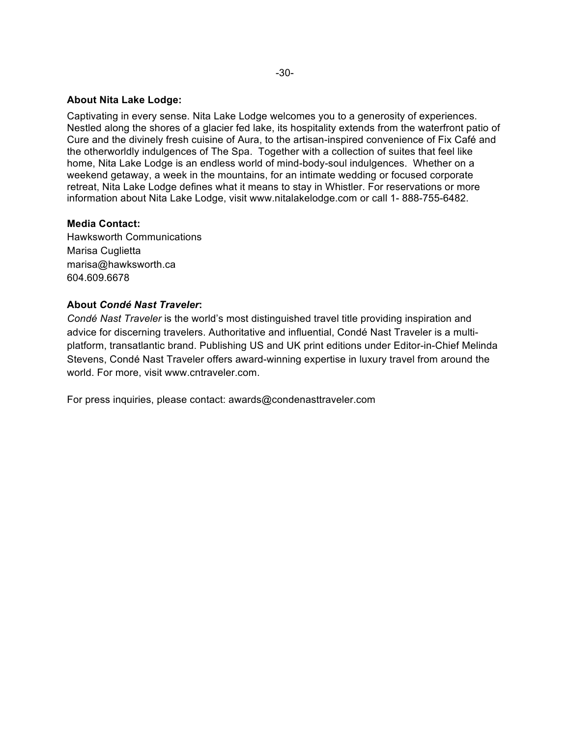-30-

**About Nita Lake Lodge:**

Captivating in every sense. Nita Lake Lodge welcomes you to a generosity of experiences. Nestled along the shores of a glacier fed lake, its hospitality extends from the waterfront patio of Cure and the divinely fresh cuisine of Aura, to the artisan-inspired convenience of Fix Café and the otherworldly indulgences of The Spa. Together with a collection of suites that feel like home, Nita Lake Lodge is an endless world of mind-body-soul indulgences. Whether on a weekend getaway, a week in the mountains, for an intimate wedding or focused corporate retreat, Nita Lake Lodge defines what it means to stay in Whistler. For reservations or more information about Nita Lake Lodge, visit www.nitalakelodge.com or call 1- 888-755-6482.

**Media Contact:**
Hawksworth Communications
Marisa Cuglietta
marisa@hawksworth.ca
604.609.6678

**About *Condé Nast Traveler*:**

*Condé Nast Traveler* is the world's most distinguished travel title providing inspiration and advice for discerning travelers. Authoritative and influential, Condé Nast Traveler is a multi-platform, transatlantic brand. Publishing US and UK print editions under Editor-in-Chief Melinda Stevens, Condé Nast Traveler offers award-winning expertise in luxury travel from around the world. For more, visit www.cntraveler.com.

For press inquiries, please contact: awards@condenasttraveler.com